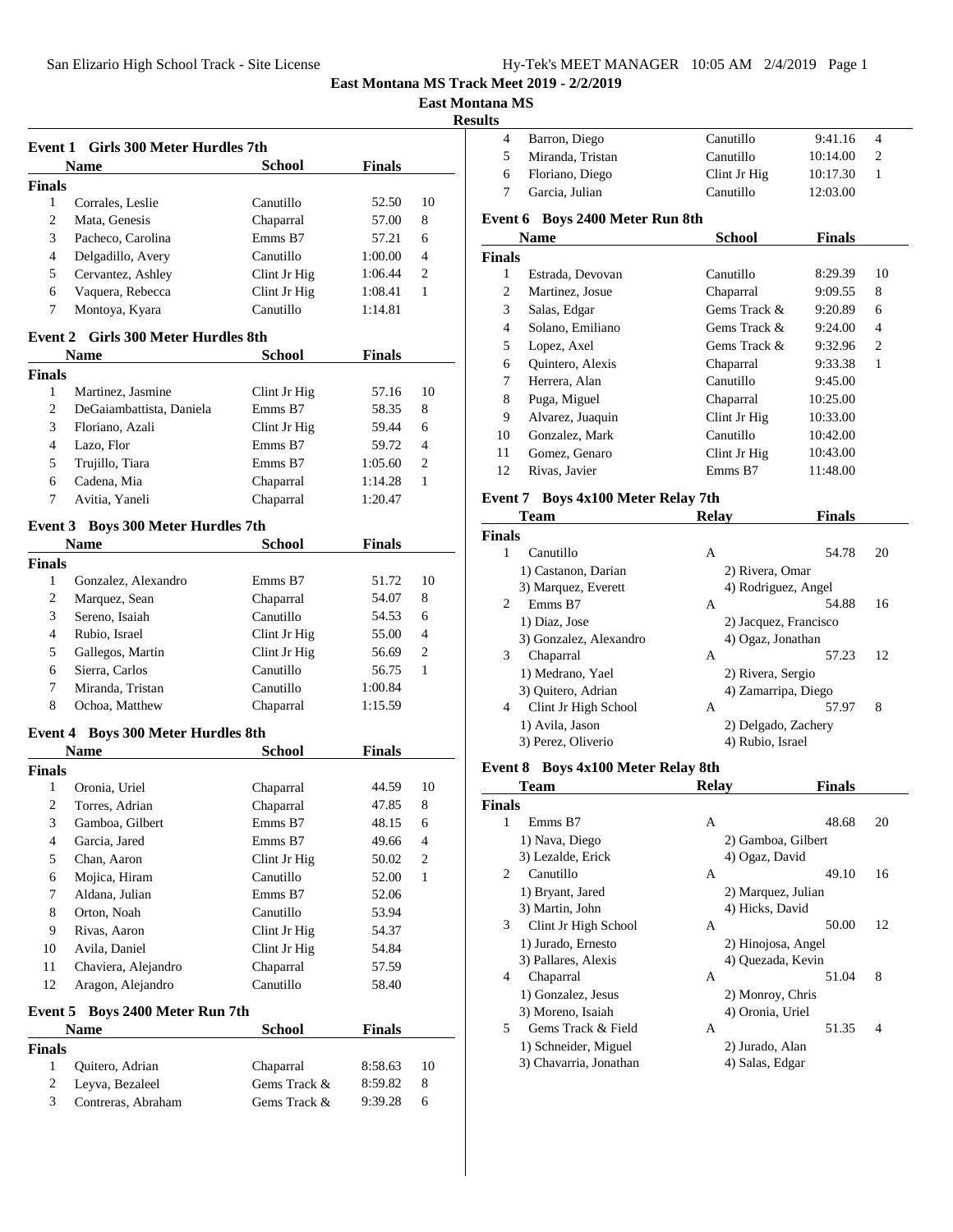# East Montana MS Track Meet 2019 - 2/2/2019

## East Montana MS

### Results

**Event 1 Girls 300 Meter Hurdles 7th**

| | Name | School | Finals | |
|---|---|---|---|---|
| **Finals** | | | | |
| 1 | Corrales, Leslie | Canutillo | 52.50 | 10 |
| 2 | Mata, Genesis | Chaparral | 57.00 | 8 |
| 3 | Pacheco, Carolina | Emms B7 | 57.21 | 6 |
| 4 | Delgadillo, Avery | Canutillo | 1:00.00 | 4 |
| 5 | Cervantez, Ashley | Clint Jr Hig | 1:06.44 | 2 |
| 6 | Vaquera, Rebecca | Clint Jr Hig | 1:08.41 | 1 |
| 7 | Montoya, Kyara | Canutillo | 1:14.81 | |

**Event 2 Girls 300 Meter Hurdles 8th**

| | Name | School | Finals | |
|---|---|---|---|---|
| **Finals** | | | | |
| 1 | Martinez, Jasmine | Clint Jr Hig | 57.16 | 10 |
| 2 | DeGaiambattista, Daniela | Emms B7 | 58.35 | 8 |
| 3 | Floriano, Azali | Clint Jr Hig | 59.44 | 6 |
| 4 | Lazo, Flor | Emms B7 | 59.72 | 4 |
| 5 | Trujillo, Tiara | Emms B7 | 1:05.60 | 2 |
| 6 | Cadena, Mia | Chaparral | 1:14.28 | 1 |
| 7 | Avitia, Yaneli | Chaparral | 1:20.47 | |

**Event 3 Boys 300 Meter Hurdles 7th**

| | Name | School | Finals | |
|---|---|---|---|---|
| **Finals** | | | | |
| 1 | Gonzalez, Alexandro | Emms B7 | 51.72 | 10 |
| 2 | Marquez, Sean | Chaparral | 54.07 | 8 |
| 3 | Sereno, Isaiah | Canutillo | 54.53 | 6 |
| 4 | Rubio, Israel | Clint Jr Hig | 55.00 | 4 |
| 5 | Gallegos, Martin | Clint Jr Hig | 56.69 | 2 |
| 6 | Sierra, Carlos | Canutillo | 56.75 | 1 |
| 7 | Miranda, Tristan | Canutillo | 1:00.84 | |
| 8 | Ochoa, Matthew | Chaparral | 1:15.59 | |

**Event 4 Boys 300 Meter Hurdles 8th**

| | Name | School | Finals | |
|---|---|---|---|---|
| **Finals** | | | | |
| 1 | Oronia, Uriel | Chaparral | 44.59 | 10 |
| 2 | Torres, Adrian | Chaparral | 47.85 | 8 |
| 3 | Gamboa, Gilbert | Emms B7 | 48.15 | 6 |
| 4 | Garcia, Jared | Emms B7 | 49.66 | 4 |
| 5 | Chan, Aaron | Clint Jr Hig | 50.02 | 2 |
| 6 | Mojica, Hiram | Canutillo | 52.00 | 1 |
| 7 | Aldana, Julian | Emms B7 | 52.06 | |
| 8 | Orton, Noah | Canutillo | 53.94 | |
| 9 | Rivas, Aaron | Clint Jr Hig | 54.37 | |
| 10 | Avila, Daniel | Clint Jr Hig | 54.84 | |
| 11 | Chaviera, Alejandro | Chaparral | 57.59 | |
| 12 | Aragon, Alejandro | Canutillo | 58.40 | |

**Event 5 Boys 2400 Meter Run 7th**

| | Name | School | Finals | |
|---|---|---|---|---|
| **Finals** | | | | |
| 1 | Quitero, Adrian | Chaparral | 8:58.63 | 10 |
| 2 | Leyva, Bezaleel | Gems Track & | 8:59.82 | 8 |
| 3 | Contreras, Abraham | Gems Track & | 9:39.28 | 6 |
| 4 | Barron, Diego | Canutillo | 9:41.16 | 4 |
| 5 | Miranda, Tristan | Canutillo | 10:14.00 | 2 |
| 6 | Floriano, Diego | Clint Jr Hig | 10:17.30 | 1 |
| 7 | Garcia, Julian | Canutillo | 12:03.00 | |

**Event 6 Boys 2400 Meter Run 8th**

| | Name | School | Finals | |
|---|---|---|---|---|
| **Finals** | | | | |
| 1 | Estrada, Devovan | Canutillo | 8:29.39 | 10 |
| 2 | Martinez, Josue | Chaparral | 9:09.55 | 8 |
| 3 | Salas, Edgar | Gems Track & | 9:20.89 | 6 |
| 4 | Solano, Emiliano | Gems Track & | 9:24.00 | 4 |
| 5 | Lopez, Axel | Gems Track & | 9:32.96 | 2 |
| 6 | Quintero, Alexis | Chaparral | 9:33.38 | 1 |
| 7 | Herrera, Alan | Canutillo | 9:45.00 | |
| 8 | Puga, Miguel | Chaparral | 10:25.00 | |
| 9 | Alvarez, Juaquin | Clint Jr Hig | 10:33.00 | |
| 10 | Gonzalez, Mark | Canutillo | 10:42.00 | |
| 11 | Gomez, Genaro | Clint Jr Hig | 10:43.00 | |
| 12 | Rivas, Javier | Emms B7 | 11:48.00 | |

**Event 7 Boys 4x100 Meter Relay 7th**

| | Team | Relay | Finals | |
|---|---|---|---|---|
| **Finals** | | | | |
| 1 | Canutillo | A | 54.78 | 20 |
| | 1) Castanon, Darian | 2) Rivera, Omar | | |
| | 3) Marquez, Everett | 4) Rodriguez, Angel | | |
| 2 | Emms B7 | A | 54.88 | 16 |
| | 1) Diaz, Jose | 2) Jacquez, Francisco | | |
| | 3) Gonzalez, Alexandro | 4) Ogaz, Jonathan | | |
| 3 | Chaparral | A | 57.23 | 12 |
| | 1) Medrano, Yael | 2) Rivera, Sergio | | |
| | 3) Quitero, Adrian | 4) Zamarripa, Diego | | |
| 4 | Clint Jr High School | A | 57.97 | 8 |
| | 1) Avila, Jason | 2) Delgado, Zachery | | |
| | 3) Perez, Oliverio | 4) Rubio, Israel | | |

**Event 8 Boys 4x100 Meter Relay 8th**

| | Team | Relay | Finals | |
|---|---|---|---|---|
| **Finals** | | | | |
| 1 | Emms B7 | A | 48.68 | 20 |
| | 1) Nava, Diego | 2) Gamboa, Gilbert | | |
| | 3) Lezalde, Erick | 4) Ogaz, David | | |
| 2 | Canutillo | A | 49.10 | 16 |
| | 1) Bryant, Jared | 2) Marquez, Julian | | |
| | 3) Martin, John | 4) Hicks, David | | |
| 3 | Clint Jr High School | A | 50.00 | 12 |
| | 1) Jurado, Ernesto | 2) Hinojosa, Angel | | |
| | 3) Pallares, Alexis | 4) Quezada, Kevin | | |
| 4 | Chaparral | A | 51.04 | 8 |
| | 1) Gonzalez, Jesus | 2) Monroy, Chris | | |
| | 3) Moreno, Isaiah | 4) Oronia, Uriel | | |
| 5 | Gems Track & Field | A | 51.35 | 4 |
| | 1) Schneider, Miguel | 2) Jurado, Alan | | |
| | 3) Chavarria, Jonathan | 4) Salas, Edgar | | |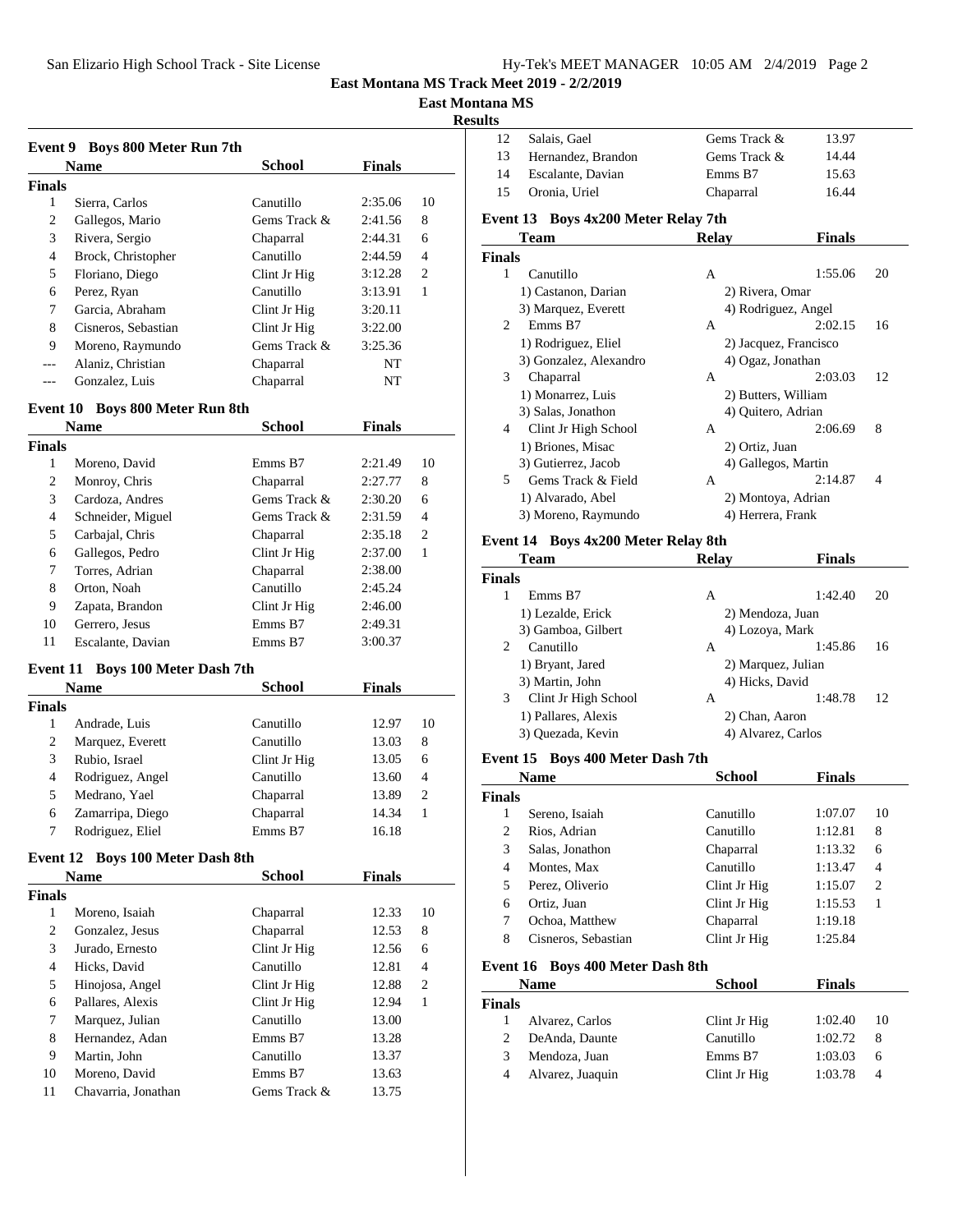East Montana MS Track Meet 2019 - 2/2/2019

East Montana MS

Results

### Event 9 Boys 800 Meter Run 7th

| | Name | School | Finals | |
|---|---|---|---|---|
| **Finals** | | | | |
| 1 | Sierra, Carlos | Canutillo | 2:35.06 | 10 |
| 2 | Gallegos, Mario | Gems Track & | 2:41.56 | 8 |
| 3 | Rivera, Sergio | Chaparral | 2:44.31 | 6 |
| 4 | Brock, Christopher | Canutillo | 2:44.59 | 4 |
| 5 | Floriano, Diego | Clint Jr Hig | 3:12.28 | 2 |
| 6 | Perez, Ryan | Canutillo | 3:13.91 | 1 |
| 7 | Garcia, Abraham | Clint Jr Hig | 3:20.11 | |
| 8 | Cisneros, Sebastian | Clint Jr Hig | 3:22.00 | |
| 9 | Moreno, Raymundo | Gems Track & | 3:25.36 | |
| --- | Alaniz, Christian | Chaparral | NT | |
| --- | Gonzalez, Luis | Chaparral | NT | |

### Event 10 Boys 800 Meter Run 8th

| | Name | School | Finals | |
|---|---|---|---|---|
| **Finals** | | | | |
| 1 | Moreno, David | Emms B7 | 2:21.49 | 10 |
| 2 | Monroy, Chris | Chaparral | 2:27.77 | 8 |
| 3 | Cardoza, Andres | Gems Track & | 2:30.20 | 6 |
| 4 | Schneider, Miguel | Gems Track & | 2:31.59 | 4 |
| 5 | Carbajal, Chris | Chaparral | 2:35.18 | 2 |
| 6 | Gallegos, Pedro | Clint Jr Hig | 2:37.00 | 1 |
| 7 | Torres, Adrian | Chaparral | 2:38.00 | |
| 8 | Orton, Noah | Canutillo | 2:45.24 | |
| 9 | Zapata, Brandon | Clint Jr Hig | 2:46.00 | |
| 10 | Gerrero, Jesus | Emms B7 | 2:49.31 | |
| 11 | Escalante, Davian | Emms B7 | 3:00.37 | |

### Event 11 Boys 100 Meter Dash 7th

| | Name | School | Finals | |
|---|---|---|---|---|
| **Finals** | | | | |
| 1 | Andrade, Luis | Canutillo | 12.97 | 10 |
| 2 | Marquez, Everett | Canutillo | 13.03 | 8 |
| 3 | Rubio, Israel | Clint Jr Hig | 13.05 | 6 |
| 4 | Rodriguez, Angel | Canutillo | 13.60 | 4 |
| 5 | Medrano, Yael | Chaparral | 13.89 | 2 |
| 6 | Zamarripa, Diego | Chaparral | 14.34 | 1 |
| 7 | Rodriguez, Eliel | Emms B7 | 16.18 | |

### Event 12 Boys 100 Meter Dash 8th

| | Name | School | Finals | |
|---|---|---|---|---|
| **Finals** | | | | |
| 1 | Moreno, Isaiah | Chaparral | 12.33 | 10 |
| 2 | Gonzalez, Jesus | Chaparral | 12.53 | 8 |
| 3 | Jurado, Ernesto | Clint Jr Hig | 12.56 | 6 |
| 4 | Hicks, David | Canutillo | 12.81 | 4 |
| 5 | Hinojosa, Angel | Clint Jr Hig | 12.88 | 2 |
| 6 | Pallares, Alexis | Clint Jr Hig | 12.94 | 1 |
| 7 | Marquez, Julian | Canutillo | 13.00 | |
| 8 | Hernandez, Adan | Emms B7 | 13.28 | |
| 9 | Martin, John | Canutillo | 13.37 | |
| 10 | Moreno, David | Emms B7 | 13.63 | |
| 11 | Chavarria, Jonathan | Gems Track & | 13.75 | |
| 12 | Salais, Gael | Gems Track & | 13.97 | |
| 13 | Hernandez, Brandon | Gems Track & | 14.44 | |
| 14 | Escalante, Davian | Emms B7 | 15.63 | |
| 15 | Oronia, Uriel | Chaparral | 16.44 | |

### Event 13 Boys 4x200 Meter Relay 7th

| | Team | Relay | Finals | |
|---|---|---|---|---|
| **Finals** | | | | |
| 1 | Canutillo | A | 1:55.06 | 20 |
| | 1) Castanon, Darian | 2) Rivera, Omar | | |
| | 3) Marquez, Everett | 4) Rodriguez, Angel | | |
| 2 | Emms B7 | A | 2:02.15 | 16 |
| | 1) Rodriguez, Eliel | 2) Jacquez, Francisco | | |
| | 3) Gonzalez, Alexandro | 4) Ogaz, Jonathan | | |
| 3 | Chaparral | A | 2:03.03 | 12 |
| | 1) Monarrez, Luis | 2) Butters, William | | |
| | 3) Salas, Jonathon | 4) Quitero, Adrian | | |
| 4 | Clint Jr High School | A | 2:06.69 | 8 |
| | 1) Briones, Misac | 2) Ortiz, Juan | | |
| | 3) Gutierrez, Jacob | 4) Gallegos, Martin | | |
| 5 | Gems Track & Field | A | 2:14.87 | 4 |
| | 1) Alvarado, Abel | 2) Montoya, Adrian | | |
| | 3) Moreno, Raymundo | 4) Herrera, Frank | | |

### Event 14 Boys 4x200 Meter Relay 8th

| | Team | Relay | Finals | |
|---|---|---|---|---|
| **Finals** | | | | |
| 1 | Emms B7 | A | 1:42.40 | 20 |
| | 1) Lezalde, Erick | 2) Mendoza, Juan | | |
| | 3) Gamboa, Gilbert | 4) Lozoya, Mark | | |
| 2 | Canutillo | A | 1:45.86 | 16 |
| | 1) Bryant, Jared | 2) Marquez, Julian | | |
| | 3) Martin, John | 4) Hicks, David | | |
| 3 | Clint Jr High School | A | 1:48.78 | 12 |
| | 1) Pallares, Alexis | 2) Chan, Aaron | | |
| | 3) Quezada, Kevin | 4) Alvarez, Carlos | | |

### Event 15 Boys 400 Meter Dash 7th

| | Name | School | Finals | |
|---|---|---|---|---|
| **Finals** | | | | |
| 1 | Sereno, Isaiah | Canutillo | 1:07.07 | 10 |
| 2 | Rios, Adrian | Canutillo | 1:12.81 | 8 |
| 3 | Salas, Jonathon | Chaparral | 1:13.32 | 6 |
| 4 | Montes, Max | Canutillo | 1:13.47 | 4 |
| 5 | Perez, Oliverio | Clint Jr Hig | 1:15.07 | 2 |
| 6 | Ortiz, Juan | Clint Jr Hig | 1:15.53 | 1 |
| 7 | Ochoa, Matthew | Chaparral | 1:19.18 | |
| 8 | Cisneros, Sebastian | Clint Jr Hig | 1:25.84 | |

### Event 16 Boys 400 Meter Dash 8th

| | Name | School | Finals | |
|---|---|---|---|---|
| **Finals** | | | | |
| 1 | Alvarez, Carlos | Clint Jr Hig | 1:02.40 | 10 |
| 2 | DeAnda, Daunte | Canutillo | 1:02.72 | 8 |
| 3 | Mendoza, Juan | Emms B7 | 1:03.03 | 6 |
| 4 | Alvarez, Juaquin | Clint Jr Hig | 1:03.78 | 4 |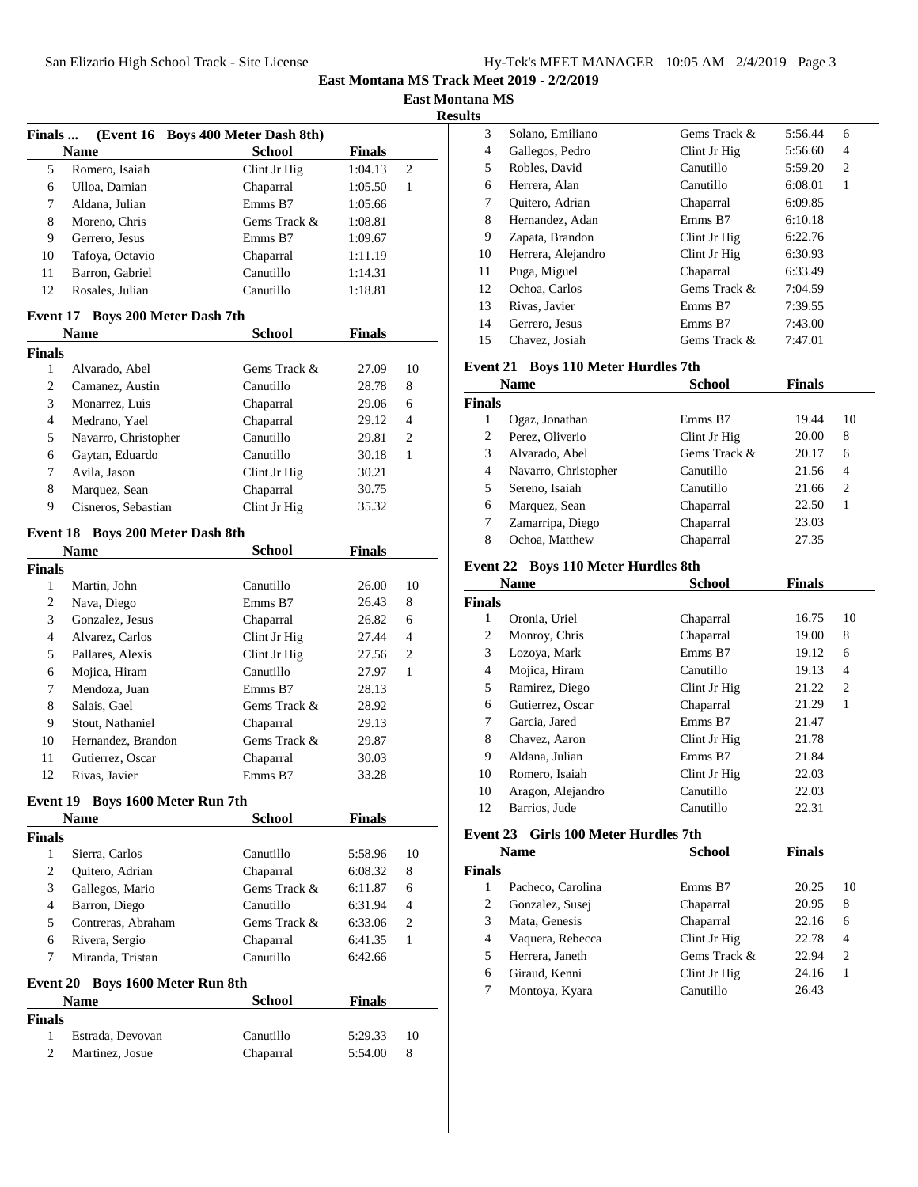# East Montana MS Track Meet 2019 - 2/2/2019

## East Montana MS

### Results

**Finals ... (Event 16 Boys 400 Meter Dash 8th)**

| | Name | School | Finals | |
|---|---|---|---|---|
| 5 | Romero, Isaiah | Clint Jr Hig | 1:04.13 | 2 |
| 6 | Ulloa, Damian | Chaparral | 1:05.50 | 1 |
| 7 | Aldana, Julian | Emms B7 | 1:05.66 | |
| 8 | Moreno, Chris | Gems Track & | 1:08.81 | |
| 9 | Gerrero, Jesus | Emms B7 | 1:09.67 | |
| 10 | Tafoya, Octavio | Chaparral | 1:11.19 | |
| 11 | Barron, Gabriel | Canutillo | 1:14.31 | |
| 12 | Rosales, Julian | Canutillo | 1:18.81 | |

### Event 17 Boys 200 Meter Dash 7th

| | Name | School | Finals | |
|---|---|---|---|---|
| **Finals** | | | | |
| 1 | Alvarado, Abel | Gems Track & | 27.09 | 10 |
| 2 | Camanez, Austin | Canutillo | 28.78 | 8 |
| 3 | Monarrez, Luis | Chaparral | 29.06 | 6 |
| 4 | Medrano, Yael | Chaparral | 29.12 | 4 |
| 5 | Navarro, Christopher | Canutillo | 29.81 | 2 |
| 6 | Gaytan, Eduardo | Canutillo | 30.18 | 1 |
| 7 | Avila, Jason | Clint Jr Hig | 30.21 | |
| 8 | Marquez, Sean | Chaparral | 30.75 | |
| 9 | Cisneros, Sebastian | Clint Jr Hig | 35.32 | |

### Event 18 Boys 200 Meter Dash 8th

| | Name | School | Finals | |
|---|---|---|---|---|
| **Finals** | | | | |
| 1 | Martin, John | Canutillo | 26.00 | 10 |
| 2 | Nava, Diego | Emms B7 | 26.43 | 8 |
| 3 | Gonzalez, Jesus | Chaparral | 26.82 | 6 |
| 4 | Alvarez, Carlos | Clint Jr Hig | 27.44 | 4 |
| 5 | Pallares, Alexis | Clint Jr Hig | 27.56 | 2 |
| 6 | Mojica, Hiram | Canutillo | 27.97 | 1 |
| 7 | Mendoza, Juan | Emms B7 | 28.13 | |
| 8 | Salais, Gael | Gems Track & | 28.92 | |
| 9 | Stout, Nathaniel | Chaparral | 29.13 | |
| 10 | Hernandez, Brandon | Gems Track & | 29.87 | |
| 11 | Gutierrez, Oscar | Chaparral | 30.03 | |
| 12 | Rivas, Javier | Emms B7 | 33.28 | |

### Event 19 Boys 1600 Meter Run 7th

| | Name | School | Finals | |
|---|---|---|---|---|
| **Finals** | | | | |
| 1 | Sierra, Carlos | Canutillo | 5:58.96 | 10 |
| 2 | Quitero, Adrian | Chaparral | 6:08.32 | 8 |
| 3 | Gallegos, Mario | Gems Track & | 6:11.87 | 6 |
| 4 | Barron, Diego | Canutillo | 6:31.94 | 4 |
| 5 | Contreras, Abraham | Gems Track & | 6:33.06 | 2 |
| 6 | Rivera, Sergio | Chaparral | 6:41.35 | 1 |
| 7 | Miranda, Tristan | Canutillo | 6:42.66 | |

### Event 20 Boys 1600 Meter Run 8th

| | Name | School | Finals | |
|---|---|---|---|---|
| **Finals** | | | | |
| 1 | Estrada, Devovan | Canutillo | 5:29.33 | 10 |
| 2 | Martinez, Josue | Chaparral | 5:54.00 | 8 |
| 3 | Solano, Emiliano | Gems Track & | 5:56.44 | 6 |
| 4 | Gallegos, Pedro | Clint Jr Hig | 5:56.60 | 4 |
| 5 | Robles, David | Canutillo | 5:59.20 | 2 |
| 6 | Herrera, Alan | Canutillo | 6:08.01 | 1 |
| 7 | Quitero, Adrian | Chaparral | 6:09.85 | |
| 8 | Hernandez, Adan | Emms B7 | 6:10.18 | |
| 9 | Zapata, Brandon | Clint Jr Hig | 6:22.76 | |
| 10 | Herrera, Alejandro | Clint Jr Hig | 6:30.93 | |
| 11 | Puga, Miguel | Chaparral | 6:33.49 | |
| 12 | Ochoa, Carlos | Gems Track & | 7:04.59 | |
| 13 | Rivas, Javier | Emms B7 | 7:39.55 | |
| 14 | Gerrero, Jesus | Emms B7 | 7:43.00 | |
| 15 | Chavez, Josiah | Gems Track & | 7:47.01 | |

### Event 21 Boys 110 Meter Hurdles 7th

| | Name | School | Finals | |
|---|---|---|---|---|
| **Finals** | | | | |
| 1 | Ogaz, Jonathan | Emms B7 | 19.44 | 10 |
| 2 | Perez, Oliverio | Clint Jr Hig | 20.00 | 8 |
| 3 | Alvarado, Abel | Gems Track & | 20.17 | 6 |
| 4 | Navarro, Christopher | Canutillo | 21.56 | 4 |
| 5 | Sereno, Isaiah | Canutillo | 21.66 | 2 |
| 6 | Marquez, Sean | Chaparral | 22.50 | 1 |
| 7 | Zamarripa, Diego | Chaparral | 23.03 | |
| 8 | Ochoa, Matthew | Chaparral | 27.35 | |

### Event 22 Boys 110 Meter Hurdles 8th

| | Name | School | Finals | |
|---|---|---|---|---|
| **Finals** | | | | |
| 1 | Oronia, Uriel | Chaparral | 16.75 | 10 |
| 2 | Monroy, Chris | Chaparral | 19.00 | 8 |
| 3 | Lozoya, Mark | Emms B7 | 19.12 | 6 |
| 4 | Mojica, Hiram | Canutillo | 19.13 | 4 |
| 5 | Ramirez, Diego | Clint Jr Hig | 21.22 | 2 |
| 6 | Gutierrez, Oscar | Chaparral | 21.29 | 1 |
| 7 | Garcia, Jared | Emms B7 | 21.47 | |
| 8 | Chavez, Aaron | Clint Jr Hig | 21.78 | |
| 9 | Aldana, Julian | Emms B7 | 21.84 | |
| 10 | Romero, Isaiah | Clint Jr Hig | 22.03 | |
| 10 | Aragon, Alejandro | Canutillo | 22.03 | |
| 12 | Barrios, Jude | Canutillo | 22.31 | |

### Event 23 Girls 100 Meter Hurdles 7th

| | Name | School | Finals | |
|---|---|---|---|---|
| **Finals** | | | | |
| 1 | Pacheco, Carolina | Emms B7 | 20.25 | 10 |
| 2 | Gonzalez, Susej | Chaparral | 20.95 | 8 |
| 3 | Mata, Genesis | Chaparral | 22.16 | 6 |
| 4 | Vaquera, Rebecca | Clint Jr Hig | 22.78 | 4 |
| 5 | Herrera, Janeth | Gems Track & | 22.94 | 2 |
| 6 | Giraud, Kenni | Clint Jr Hig | 24.16 | 1 |
| 7 | Montoya, Kyara | Canutillo | 26.43 | |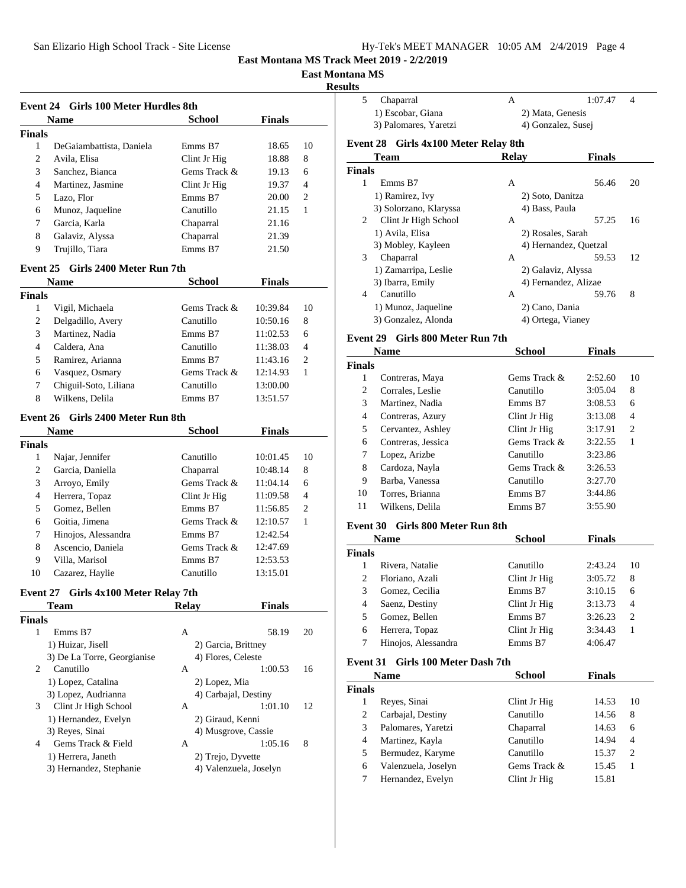# East Montana MS Track Meet 2019 - 2/2/2019

## East Montana MS

### Results

### Event 24 Girls 100 Meter Hurdles 8th

| | Name | School | Finals | |
|---|---|---|---|---|
| **Finals** | | | | |
| 1 | DeGaiambattista, Daniela | Emms B7 | 18.65 | 10 |
| 2 | Avila, Elisa | Clint Jr Hig | 18.88 | 8 |
| 3 | Sanchez, Bianca | Gems Track & | 19.13 | 6 |
| 4 | Martinez, Jasmine | Clint Jr Hig | 19.37 | 4 |
| 5 | Lazo, Flor | Emms B7 | 20.00 | 2 |
| 6 | Munoz, Jaqueline | Canutillo | 21.15 | 1 |
| 7 | Garcia, Karla | Chaparral | 21.16 | |
| 8 | Galaviz, Alyssa | Chaparral | 21.39 | |
| 9 | Trujillo, Tiara | Emms B7 | 21.50 | |

### Event 25 Girls 2400 Meter Run 7th

| | Name | School | Finals | |
|---|---|---|---|---|
| **Finals** | | | | |
| 1 | Vigil, Michaela | Gems Track & | 10:39.84 | 10 |
| 2 | Delgadillo, Avery | Canutillo | 10:50.16 | 8 |
| 3 | Martinez, Nadia | Emms B7 | 11:02.53 | 6 |
| 4 | Caldera, Ana | Canutillo | 11:38.03 | 4 |
| 5 | Ramirez, Arianna | Emms B7 | 11:43.16 | 2 |
| 6 | Vasquez, Osmary | Gems Track & | 12:14.93 | 1 |
| 7 | Chiguil-Soto, Liliana | Canutillo | 13:00.00 | |
| 8 | Wilkens, Delila | Emms B7 | 13:51.57 | |

### Event 26 Girls 2400 Meter Run 8th

| | Name | School | Finals | |
|---|---|---|---|---|
| **Finals** | | | | |
| 1 | Najar, Jennifer | Canutillo | 10:01.45 | 10 |
| 2 | Garcia, Daniella | Chaparral | 10:48.14 | 8 |
| 3 | Arroyo, Emily | Gems Track & | 11:04.14 | 6 |
| 4 | Herrera, Topaz | Clint Jr Hig | 11:09.58 | 4 |
| 5 | Gomez, Bellen | Emms B7 | 11:56.85 | 2 |
| 6 | Goitia, Jimena | Gems Track & | 12:10.57 | 1 |
| 7 | Hinojos, Alessandra | Emms B7 | 12:42.54 | |
| 8 | Ascencio, Daniela | Gems Track & | 12:47.69 | |
| 9 | Villa, Marisol | Emms B7 | 12:53.53 | |
| 10 | Cazarez, Haylie | Canutillo | 13:15.01 | |

### Event 27 Girls 4x100 Meter Relay 7th

| | Team | Relay | Finals | |
|---|---|---|---|---|
| **Finals** | | | | |
| 1 | Emms B7 | A | 58.19 | 20 |
| | 1) Huizar, Jisell | 2) Garcia, Brittney | | |
| | 3) De La Torre, Georgianise | 4) Flores, Celeste | | |
| 2 | Canutillo | A | 1:00.53 | 16 |
| | 1) Lopez, Catalina | 2) Lopez, Mia | | |
| | 3) Lopez, Audrianna | 4) Carbajal, Destiny | | |
| 3 | Clint Jr High School | A | 1:01.10 | 12 |
| | 1) Hernandez, Evelyn | 2) Giraud, Kenni | | |
| | 3) Reyes, Sinai | 4) Musgrove, Cassie | | |
| 4 | Gems Track & Field | A | 1:05.16 | 8 |
| | 1) Herrera, Janeth | 2) Trejo, Dyvette | | |
| | 3) Hernandez, Stephanie | 4) Valenzuela, Joselyn | | |
| 5 | Chaparral | A | 1:07.47 | 4 |
| | 1) Escobar, Giana | 2) Mata, Genesis | | |
| | 3) Palomares, Yaretzi | 4) Gonzalez, Susej | | |

### Event 28 Girls 4x100 Meter Relay 8th

| | Team | Relay | Finals | |
|---|---|---|---|---|
| **Finals** | | | | |
| 1 | Emms B7 | A | 56.46 | 20 |
| | 1) Ramirez, Ivy | 2) Soto, Danitza | | |
| | 3) Solorzano, Klaryssa | 4) Bass, Paula | | |
| 2 | Clint Jr High School | A | 57.25 | 16 |
| | 1) Avila, Elisa | 2) Rosales, Sarah | | |
| | 3) Mobley, Kayleen | 4) Hernandez, Quetzal | | |
| 3 | Chaparral | A | 59.53 | 12 |
| | 1) Zamarripa, Leslie | 2) Galaviz, Alyssa | | |
| | 3) Ibarra, Emily | 4) Fernandez, Alizae | | |
| 4 | Canutillo | A | 59.76 | 8 |
| | 1) Munoz, Jaqueline | 2) Cano, Dania | | |
| | 3) Gonzalez, Alonda | 4) Ortega, Vianey | | |

### Event 29 Girls 800 Meter Run 7th

| | Name | School | Finals | |
|---|---|---|---|---|
| **Finals** | | | | |
| 1 | Contreras, Maya | Gems Track & | 2:52.60 | 10 |
| 2 | Corrales, Leslie | Canutillo | 3:05.04 | 8 |
| 3 | Martinez, Nadia | Emms B7 | 3:08.53 | 6 |
| 4 | Contreras, Azury | Clint Jr Hig | 3:13.08 | 4 |
| 5 | Cervantez, Ashley | Clint Jr Hig | 3:17.91 | 2 |
| 6 | Contreras, Jessica | Gems Track & | 3:22.55 | 1 |
| 7 | Lopez, Arizbe | Canutillo | 3:23.86 | |
| 8 | Cardoza, Nayla | Gems Track & | 3:26.53 | |
| 9 | Barba, Vanessa | Canutillo | 3:27.70 | |
| 10 | Torres, Brianna | Emms B7 | 3:44.86 | |
| 11 | Wilkens, Delila | Emms B7 | 3:55.90 | |

### Event 30 Girls 800 Meter Run 8th

| | Name | School | Finals | |
|---|---|---|---|---|
| **Finals** | | | | |
| 1 | Rivera, Natalie | Canutillo | 2:43.24 | 10 |
| 2 | Floriano, Azali | Clint Jr Hig | 3:05.72 | 8 |
| 3 | Gomez, Cecilia | Emms B7 | 3:10.15 | 6 |
| 4 | Saenz, Destiny | Clint Jr Hig | 3:13.73 | 4 |
| 5 | Gomez, Bellen | Emms B7 | 3:26.23 | 2 |
| 6 | Herrera, Topaz | Clint Jr Hig | 3:34.43 | 1 |
| 7 | Hinojos, Alessandra | Emms B7 | 4:06.47 | |

### Event 31 Girls 100 Meter Dash 7th

| | Name | School | Finals | |
|---|---|---|---|---|
| **Finals** | | | | |
| 1 | Reyes, Sinai | Clint Jr Hig | 14.53 | 10 |
| 2 | Carbajal, Destiny | Canutillo | 14.56 | 8 |
| 3 | Palomares, Yaretzi | Chaparral | 14.63 | 6 |
| 4 | Martinez, Kayla | Canutillo | 14.94 | 4 |
| 5 | Bermudez, Karyme | Canutillo | 15.37 | 2 |
| 6 | Valenzuela, Joselyn | Gems Track & | 15.45 | 1 |
| 7 | Hernandez, Evelyn | Clint Jr Hig | 15.81 | |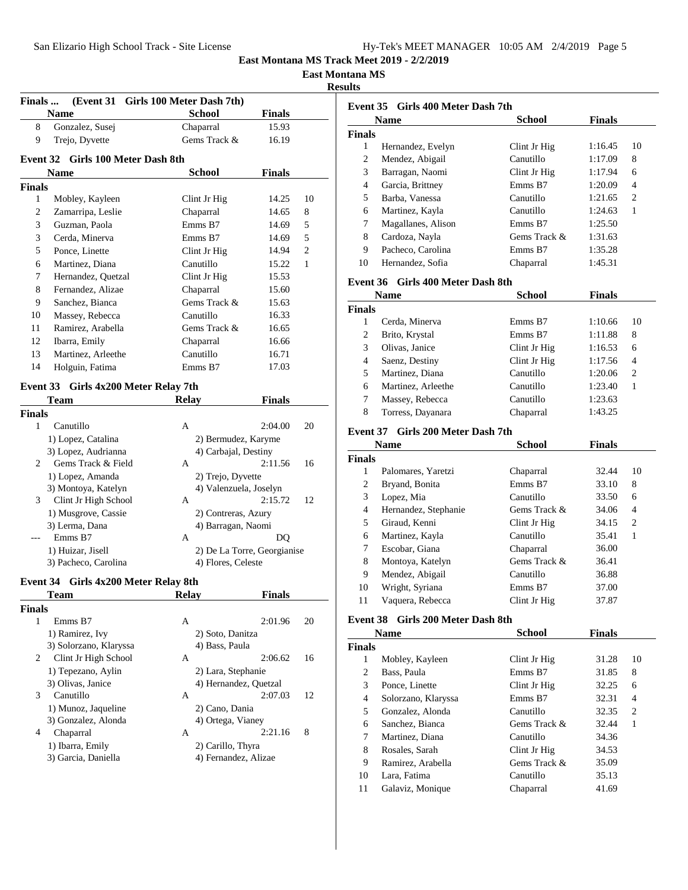## East Montana MS Track Meet 2019 - 2/2/2019

### East Montana MS

### Results

**Finals ... (Event 31 Girls 100 Meter Dash 7th)**

| | Name | School | Finals | |
|---|---|---|---|---|
| 8 | Gonzalez, Susej | Chaparral | 15.93 | |
| 9 | Trejo, Dyvette | Gems Track & | 16.19 | |

**Event 32 Girls 100 Meter Dash 8th**

| | Name | School | Finals | |
|---|---|---|---|---|
| **Finals** | | | | |
| 1 | Mobley, Kayleen | Clint Jr Hig | 14.25 | 10 |
| 2 | Zamarripa, Leslie | Chaparral | 14.65 | 8 |
| 3 | Guzman, Paola | Emms B7 | 14.69 | 5 |
| 3 | Cerda, Minerva | Emms B7 | 14.69 | 5 |
| 5 | Ponce, Linette | Clint Jr Hig | 14.94 | 2 |
| 6 | Martinez, Diana | Canutillo | 15.22 | 1 |
| 7 | Hernandez, Quetzal | Clint Jr Hig | 15.53 | |
| 8 | Fernandez, Alizae | Chaparral | 15.60 | |
| 9 | Sanchez, Bianca | Gems Track & | 15.63 | |
| 10 | Massey, Rebecca | Canutillo | 16.33 | |
| 11 | Ramirez, Arabella | Gems Track & | 16.65 | |
| 12 | Ibarra, Emily | Chaparral | 16.66 | |
| 13 | Martinez, Arleethe | Canutillo | 16.71 | |
| 14 | Holguin, Fatima | Emms B7 | 17.03 | |

**Event 33 Girls 4x200 Meter Relay 7th**

| | Team | Relay | Finals | |
|---|---|---|---|---|
| **Finals** | | | | |
| 1 | Canutillo | A | 2:04.00 | 20 |
| | 1) Lopez, Catalina | 2) Bermudez, Karyme | | |
| | 3) Lopez, Audrianna | 4) Carbajal, Destiny | | |
| 2 | Gems Track & Field | A | 2:11.56 | 16 |
| | 1) Lopez, Amanda | 2) Trejo, Dyvette | | |
| | 3) Montoya, Katelyn | 4) Valenzuela, Joselyn | | |
| 3 | Clint Jr High School | A | 2:15.72 | 12 |
| | 1) Musgrove, Cassie | 2) Contreras, Azury | | |
| | 3) Lerma, Dana | 4) Barragan, Naomi | | |
| --- | Emms B7 | A | DQ | |
| | 1) Huizar, Jisell | 2) De La Torre, Georgianise | | |
| | 3) Pacheco, Carolina | 4) Flores, Celeste | | |

**Event 34 Girls 4x200 Meter Relay 8th**

| | Team | Relay | Finals | |
|---|---|---|---|---|
| **Finals** | | | | |
| 1 | Emms B7 | A | 2:01.96 | 20 |
| | 1) Ramirez, Ivy | 2) Soto, Danitza | | |
| | 3) Solorzano, Klaryssa | 4) Bass, Paula | | |
| 2 | Clint Jr High School | A | 2:06.62 | 16 |
| | 1) Tepezano, Aylin | 2) Lara, Stephanie | | |
| | 3) Olivas, Janice | 4) Hernandez, Quetzal | | |
| 3 | Canutillo | A | 2:07.03 | 12 |
| | 1) Munoz, Jaqueline | 2) Cano, Dania | | |
| | 3) Gonzalez, Alonda | 4) Ortega, Vianey | | |
| 4 | Chaparral | A | 2:21.16 | 8 |
| | 1) Ibarra, Emily | 2) Carillo, Thyra | | |
| | 3) Garcia, Daniella | 4) Fernandez, Alizae | | |

**Event 35 Girls 400 Meter Dash 7th**

| | Name | School | Finals | |
|---|---|---|---|---|
| **Finals** | | | | |
| 1 | Hernandez, Evelyn | Clint Jr Hig | 1:16.45 | 10 |
| 2 | Mendez, Abigail | Canutillo | 1:17.09 | 8 |
| 3 | Barragan, Naomi | Clint Jr Hig | 1:17.94 | 6 |
| 4 | Garcia, Brittney | Emms B7 | 1:20.09 | 4 |
| 5 | Barba, Vanessa | Canutillo | 1:21.65 | 2 |
| 6 | Martinez, Kayla | Canutillo | 1:24.63 | 1 |
| 7 | Magallanes, Alison | Emms B7 | 1:25.50 | |
| 8 | Cardoza, Nayla | Gems Track & | 1:31.63 | |
| 9 | Pacheco, Carolina | Emms B7 | 1:35.28 | |
| 10 | Hernandez, Sofia | Chaparral | 1:45.31 | |

**Event 36 Girls 400 Meter Dash 8th**

| | Name | School | Finals | |
|---|---|---|---|---|
| **Finals** | | | | |
| 1 | Cerda, Minerva | Emms B7 | 1:10.66 | 10 |
| 2 | Brito, Krystal | Emms B7 | 1:11.88 | 8 |
| 3 | Olivas, Janice | Clint Jr Hig | 1:16.53 | 6 |
| 4 | Saenz, Destiny | Clint Jr Hig | 1:17.56 | 4 |
| 5 | Martinez, Diana | Canutillo | 1:20.06 | 2 |
| 6 | Martinez, Arleethe | Canutillo | 1:23.40 | 1 |
| 7 | Massey, Rebecca | Canutillo | 1:23.63 | |
| 8 | Torress, Dayanara | Chaparral | 1:43.25 | |

**Event 37 Girls 200 Meter Dash 7th**

| | Name | School | Finals | |
|---|---|---|---|---|
| **Finals** | | | | |
| 1 | Palomares, Yaretzi | Chaparral | 32.44 | 10 |
| 2 | Bryand, Bonita | Emms B7 | 33.10 | 8 |
| 3 | Lopez, Mia | Canutillo | 33.50 | 6 |
| 4 | Hernandez, Stephanie | Gems Track & | 34.06 | 4 |
| 5 | Giraud, Kenni | Clint Jr Hig | 34.15 | 2 |
| 6 | Martinez, Kayla | Canutillo | 35.41 | 1 |
| 7 | Escobar, Giana | Chaparral | 36.00 | |
| 8 | Montoya, Katelyn | Gems Track & | 36.41 | |
| 9 | Mendez, Abigail | Canutillo | 36.88 | |
| 10 | Wright, Syriana | Emms B7 | 37.00 | |
| 11 | Vaquera, Rebecca | Clint Jr Hig | 37.87 | |

**Event 38 Girls 200 Meter Dash 8th**

| | Name | School | Finals | |
|---|---|---|---|---|
| **Finals** | | | | |
| 1 | Mobley, Kayleen | Clint Jr Hig | 31.28 | 10 |
| 2 | Bass, Paula | Emms B7 | 31.85 | 8 |
| 3 | Ponce, Linette | Clint Jr Hig | 32.25 | 6 |
| 4 | Solorzano, Klaryssa | Emms B7 | 32.31 | 4 |
| 5 | Gonzalez, Alonda | Canutillo | 32.35 | 2 |
| 6 | Sanchez, Bianca | Gems Track & | 32.44 | 1 |
| 7 | Martinez, Diana | Canutillo | 34.36 | |
| 8 | Rosales, Sarah | Clint Jr Hig | 34.53 | |
| 9 | Ramirez, Arabella | Gems Track & | 35.09 | |
| 10 | Lara, Fatima | Canutillo | 35.13 | |
| 11 | Galaviz, Monique | Chaparral | 41.69 | |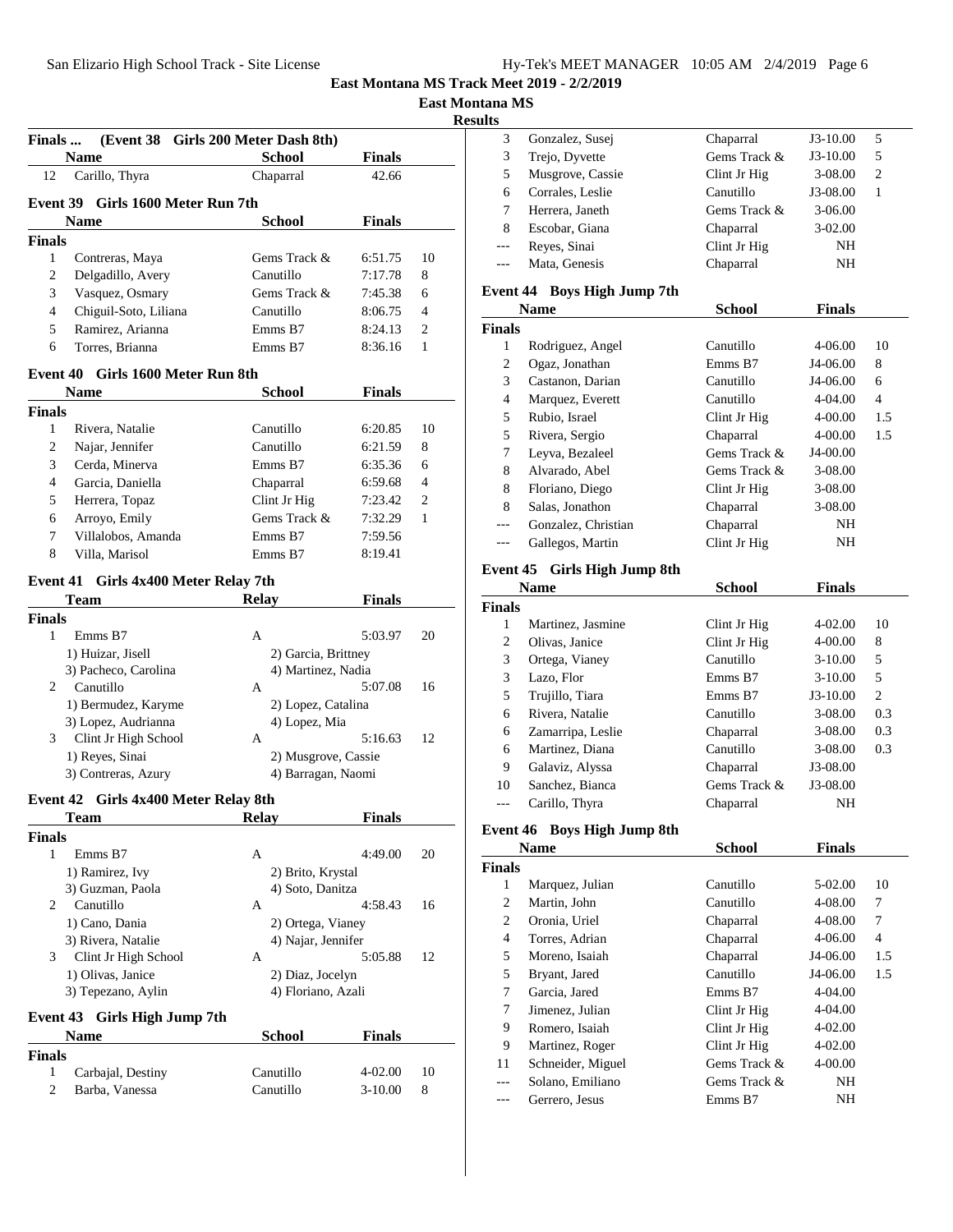# East Montana MS Track Meet 2019 - 2/2/2019

## East Montana MS

### Results

**Finals ... (Event 38 Girls 200 Meter Dash 8th)**

| | Name | School | Finals | |
|---|---|---|---|---|
| 12 | Carillo, Thyra | Chaparral | 42.66 | |

### Event 39 Girls 1600 Meter Run 7th

| | Name | School | Finals | |
|---|---|---|---|---|
| **Finals** | | | | |
| 1 | Contreras, Maya | Gems Track & | 6:51.75 | 10 |
| 2 | Delgadillo, Avery | Canutillo | 7:17.78 | 8 |
| 3 | Vasquez, Osmary | Gems Track & | 7:45.38 | 6 |
| 4 | Chiguil-Soto, Liliana | Canutillo | 8:06.75 | 4 |
| 5 | Ramirez, Arianna | Emms B7 | 8:24.13 | 2 |
| 6 | Torres, Brianna | Emms B7 | 8:36.16 | 1 |

### Event 40 Girls 1600 Meter Run 8th

| | Name | School | Finals | |
|---|---|---|---|---|
| **Finals** | | | | |
| 1 | Rivera, Natalie | Canutillo | 6:20.85 | 10 |
| 2 | Najar, Jennifer | Canutillo | 6:21.59 | 8 |
| 3 | Cerda, Minerva | Emms B7 | 6:35.36 | 6 |
| 4 | Garcia, Daniella | Chaparral | 6:59.68 | 4 |
| 5 | Herrera, Topaz | Clint Jr Hig | 7:23.42 | 2 |
| 6 | Arroyo, Emily | Gems Track & | 7:32.29 | 1 |
| 7 | Villalobos, Amanda | Emms B7 | 7:59.56 | |
| 8 | Villa, Marisol | Emms B7 | 8:19.41 | |

### Event 41 Girls 4x400 Meter Relay 7th

| | Team | Relay | Finals | |
|---|---|---|---|---|
| **Finals** | | | | |
| 1 | Emms B7 | A | 5:03.97 | 20 |
| | 1) Huizar, Jisell | 2) Garcia, Brittney | | |
| | 3) Pacheco, Carolina | 4) Martinez, Nadia | | |
| 2 | Canutillo | A | 5:07.08 | 16 |
| | 1) Bermudez, Karyme | 2) Lopez, Catalina | | |
| | 3) Lopez, Audrianna | 4) Lopez, Mia | | |
| 3 | Clint Jr High School | A | 5:16.63 | 12 |
| | 1) Reyes, Sinai | 2) Musgrove, Cassie | | |
| | 3) Contreras, Azury | 4) Barragan, Naomi | | |

### Event 42 Girls 4x400 Meter Relay 8th

| | Team | Relay | Finals | |
|---|---|---|---|---|
| **Finals** | | | | |
| 1 | Emms B7 | A | 4:49.00 | 20 |
| | 1) Ramirez, Ivy | 2) Brito, Krystal | | |
| | 3) Guzman, Paola | 4) Soto, Danitza | | |
| 2 | Canutillo | A | 4:58.43 | 16 |
| | 1) Cano, Dania | 2) Ortega, Vianey | | |
| | 3) Rivera, Natalie | 4) Najar, Jennifer | | |
| 3 | Clint Jr High School | A | 5:05.88 | 12 |
| | 1) Olivas, Janice | 2) Diaz, Jocelyn | | |
| | 3) Tepezano, Aylin | 4) Floriano, Azali | | |

### Event 43 Girls High Jump 7th

| | Name | School | Finals | |
|---|---|---|---|---|
| **Finals** | | | | |
| 1 | Carbajal, Destiny | Canutillo | 4-02.00 | 10 |
| 2 | Barba, Vanessa | Canutillo | 3-10.00 | 8 |
| 3 | Gonzalez, Susej | Chaparral | J3-10.00 | 5 |
| 3 | Trejo, Dyvette | Gems Track & | J3-10.00 | 5 |
| 5 | Musgrove, Cassie | Clint Jr Hig | 3-08.00 | 2 |
| 6 | Corrales, Leslie | Canutillo | J3-08.00 | 1 |
| 7 | Herrera, Janeth | Gems Track & | 3-06.00 | |
| 8 | Escobar, Giana | Chaparral | 3-02.00 | |
| --- | Reyes, Sinai | Clint Jr Hig | NH | |
| --- | Mata, Genesis | Chaparral | NH | |

### Event 44 Boys High Jump 7th

| | Name | School | Finals | |
|---|---|---|---|---|
| **Finals** | | | | |
| 1 | Rodriguez, Angel | Canutillo | 4-06.00 | 10 |
| 2 | Ogaz, Jonathan | Emms B7 | J4-06.00 | 8 |
| 3 | Castanon, Darian | Canutillo | J4-06.00 | 6 |
| 4 | Marquez, Everett | Canutillo | 4-04.00 | 4 |
| 5 | Rubio, Israel | Clint Jr Hig | 4-00.00 | 1.5 |
| 5 | Rivera, Sergio | Chaparral | 4-00.00 | 1.5 |
| 7 | Leyva, Bezaleel | Gems Track & | J4-00.00 | |
| 8 | Alvarado, Abel | Gems Track & | 3-08.00 | |
| 8 | Floriano, Diego | Clint Jr Hig | 3-08.00 | |
| 8 | Salas, Jonathon | Chaparral | 3-08.00 | |
| --- | Gonzalez, Christian | Chaparral | NH | |
| --- | Gallegos, Martin | Clint Jr Hig | NH | |

### Event 45 Girls High Jump 8th

| | Name | School | Finals | |
|---|---|---|---|---|
| **Finals** | | | | |
| 1 | Martinez, Jasmine | Clint Jr Hig | 4-02.00 | 10 |
| 2 | Olivas, Janice | Clint Jr Hig | 4-00.00 | 8 |
| 3 | Ortega, Vianey | Canutillo | 3-10.00 | 5 |
| 3 | Lazo, Flor | Emms B7 | 3-10.00 | 5 |
| 5 | Trujillo, Tiara | Emms B7 | J3-10.00 | 2 |
| 6 | Rivera, Natalie | Canutillo | 3-08.00 | 0.3 |
| 6 | Zamarripa, Leslie | Chaparral | 3-08.00 | 0.3 |
| 6 | Martinez, Diana | Canutillo | 3-08.00 | 0.3 |
| 9 | Galaviz, Alyssa | Chaparral | J3-08.00 | |
| 10 | Sanchez, Bianca | Gems Track & | J3-08.00 | |
| --- | Carillo, Thyra | Chaparral | NH | |

### Event 46 Boys High Jump 8th

| | Name | School | Finals | |
|---|---|---|---|---|
| **Finals** | | | | |
| 1 | Marquez, Julian | Canutillo | 5-02.00 | 10 |
| 2 | Martin, John | Canutillo | 4-08.00 | 7 |
| 2 | Oronia, Uriel | Chaparral | 4-08.00 | 7 |
| 4 | Torres, Adrian | Chaparral | 4-06.00 | 4 |
| 5 | Moreno, Isaiah | Chaparral | J4-06.00 | 1.5 |
| 5 | Bryant, Jared | Canutillo | J4-06.00 | 1.5 |
| 7 | Garcia, Jared | Emms B7 | 4-04.00 | |
| 7 | Jimenez, Julian | Clint Jr Hig | 4-04.00 | |
| 9 | Romero, Isaiah | Clint Jr Hig | 4-02.00 | |
| 9 | Martinez, Roger | Clint Jr Hig | 4-02.00 | |
| 11 | Schneider, Miguel | Gems Track & | 4-00.00 | |
| --- | Solano, Emiliano | Gems Track & | NH | |
| --- | Gerrero, Jesus | Emms B7 | NH | |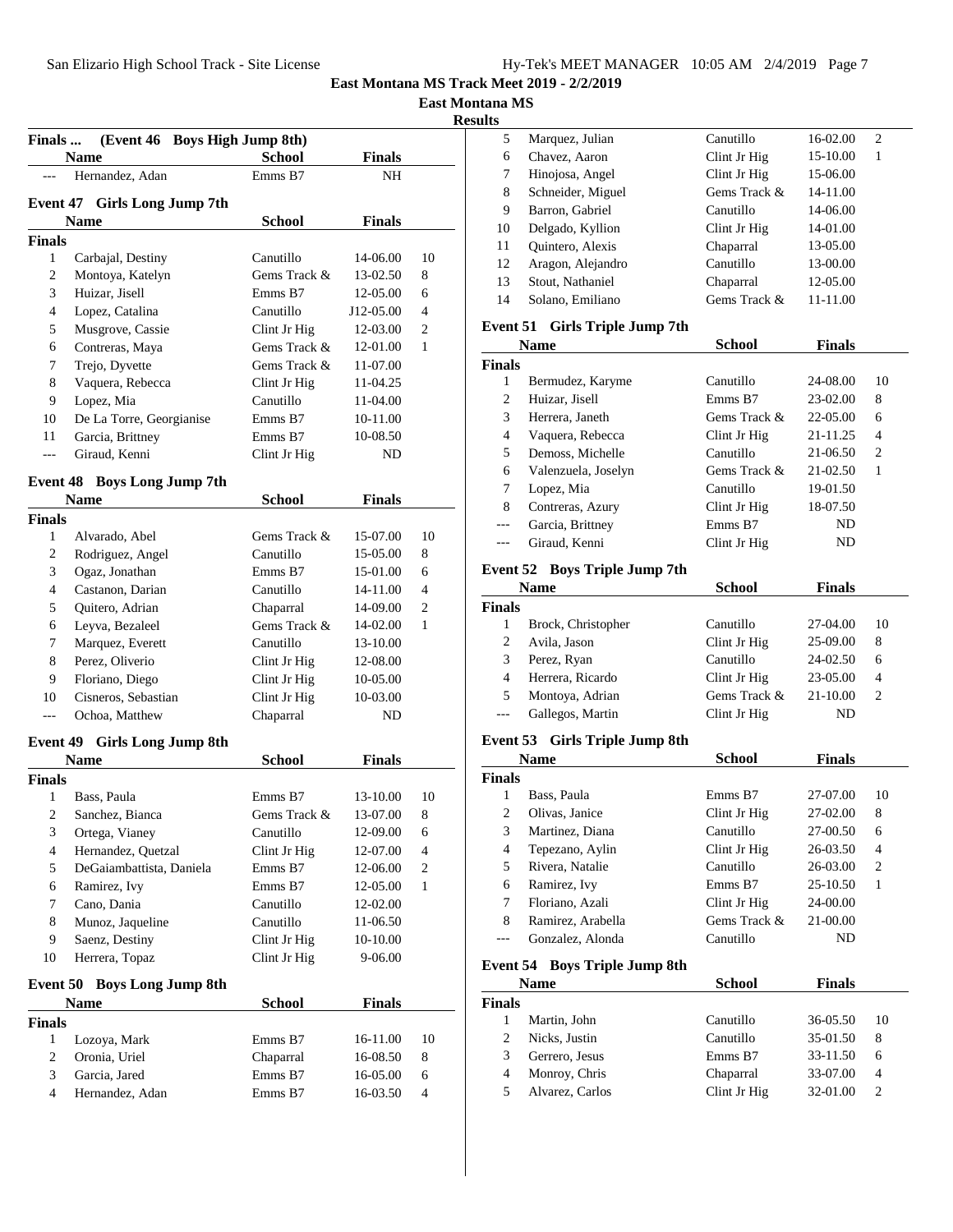# East Montana MS Track Meet 2019 - 2/2/2019

## East Montana MS

### Results

**Finals ... (Event 46 Boys High Jump 8th)**

| | Name | School | Finals | |
|---|---|---|---|---|
| --- | Hernandez, Adan | Emms B7 | NH | |

### Event 47 Girls Long Jump 7th

| | Name | School | Finals | |
|---|---|---|---|---|
| **Finals** | | | | |
| 1 | Carbajal, Destiny | Canutillo | 14-06.00 | 10 |
| 2 | Montoya, Katelyn | Gems Track & | 13-02.50 | 8 |
| 3 | Huizar, Jisell | Emms B7 | 12-05.00 | 6 |
| 4 | Lopez, Catalina | Canutillo | J12-05.00 | 4 |
| 5 | Musgrove, Cassie | Clint Jr Hig | 12-03.00 | 2 |
| 6 | Contreras, Maya | Gems Track & | 12-01.00 | 1 |
| 7 | Trejo, Dyvette | Gems Track & | 11-07.00 | |
| 8 | Vaquera, Rebecca | Clint Jr Hig | 11-04.25 | |
| 9 | Lopez, Mia | Canutillo | 11-04.00 | |
| 10 | De La Torre, Georgianise | Emms B7 | 10-11.00 | |
| 11 | Garcia, Brittney | Emms B7 | 10-08.50 | |
| --- | Giraud, Kenni | Clint Jr Hig | ND | |

### Event 48 Boys Long Jump 7th

| | Name | School | Finals | |
|---|---|---|---|---|
| **Finals** | | | | |
| 1 | Alvarado, Abel | Gems Track & | 15-07.00 | 10 |
| 2 | Rodriguez, Angel | Canutillo | 15-05.00 | 8 |
| 3 | Ogaz, Jonathan | Emms B7 | 15-01.00 | 6 |
| 4 | Castanon, Darian | Canutillo | 14-11.00 | 4 |
| 5 | Quitero, Adrian | Chaparral | 14-09.00 | 2 |
| 6 | Leyva, Bezaleel | Gems Track & | 14-02.00 | 1 |
| 7 | Marquez, Everett | Canutillo | 13-10.00 | |
| 8 | Perez, Oliverio | Clint Jr Hig | 12-08.00 | |
| 9 | Floriano, Diego | Clint Jr Hig | 10-05.00 | |
| 10 | Cisneros, Sebastian | Clint Jr Hig | 10-03.00 | |
| --- | Ochoa, Matthew | Chaparral | ND | |

### Event 49 Girls Long Jump 8th

| | Name | School | Finals | |
|---|---|---|---|---|
| **Finals** | | | | |
| 1 | Bass, Paula | Emms B7 | 13-10.00 | 10 |
| 2 | Sanchez, Bianca | Gems Track & | 13-07.00 | 8 |
| 3 | Ortega, Vianey | Canutillo | 12-09.00 | 6 |
| 4 | Hernandez, Quetzal | Clint Jr Hig | 12-07.00 | 4 |
| 5 | DeGaiambattista, Daniela | Emms B7 | 12-06.00 | 2 |
| 6 | Ramirez, Ivy | Emms B7 | 12-05.00 | 1 |
| 7 | Cano, Dania | Canutillo | 12-02.00 | |
| 8 | Munoz, Jaqueline | Canutillo | 11-06.50 | |
| 9 | Saenz, Destiny | Clint Jr Hig | 10-10.00 | |
| 10 | Herrera, Topaz | Clint Jr Hig | 9-06.00 | |

### Event 50 Boys Long Jump 8th

| | Name | School | Finals | |
|---|---|---|---|---|
| **Finals** | | | | |
| 1 | Lozoya, Mark | Emms B7 | 16-11.00 | 10 |
| 2 | Oronia, Uriel | Chaparral | 16-08.50 | 8 |
| 3 | Garcia, Jared | Emms B7 | 16-05.00 | 6 |
| 4 | Hernandez, Adan | Emms B7 | 16-03.50 | 4 |
| 5 | Marquez, Julian | Canutillo | 16-02.00 | 2 |
| 6 | Chavez, Aaron | Clint Jr Hig | 15-10.00 | 1 |
| 7 | Hinojosa, Angel | Clint Jr Hig | 15-06.00 | |
| 8 | Schneider, Miguel | Gems Track & | 14-11.00 | |
| 9 | Barron, Gabriel | Canutillo | 14-06.00 | |
| 10 | Delgado, Kyllion | Clint Jr Hig | 14-01.00 | |
| 11 | Quintero, Alexis | Chaparral | 13-05.00 | |
| 12 | Aragon, Alejandro | Canutillo | 13-00.00 | |
| 13 | Stout, Nathaniel | Chaparral | 12-05.00 | |
| 14 | Solano, Emiliano | Gems Track & | 11-11.00 | |

### Event 51 Girls Triple Jump 7th

| | Name | School | Finals | |
|---|---|---|---|---|
| **Finals** | | | | |
| 1 | Bermudez, Karyme | Canutillo | 24-08.00 | 10 |
| 2 | Huizar, Jisell | Emms B7 | 23-02.00 | 8 |
| 3 | Herrera, Janeth | Gems Track & | 22-05.00 | 6 |
| 4 | Vaquera, Rebecca | Clint Jr Hig | 21-11.25 | 4 |
| 5 | Demoss, Michelle | Canutillo | 21-06.50 | 2 |
| 6 | Valenzuela, Joselyn | Gems Track & | 21-02.50 | 1 |
| 7 | Lopez, Mia | Canutillo | 19-01.50 | |
| 8 | Contreras, Azury | Clint Jr Hig | 18-07.50 | |
| --- | Garcia, Brittney | Emms B7 | ND | |
| --- | Giraud, Kenni | Clint Jr Hig | ND | |

### Event 52 Boys Triple Jump 7th

| | Name | School | Finals | |
|---|---|---|---|---|
| **Finals** | | | | |
| 1 | Brock, Christopher | Canutillo | 27-04.00 | 10 |
| 2 | Avila, Jason | Clint Jr Hig | 25-09.00 | 8 |
| 3 | Perez, Ryan | Canutillo | 24-02.50 | 6 |
| 4 | Herrera, Ricardo | Clint Jr Hig | 23-05.00 | 4 |
| 5 | Montoya, Adrian | Gems Track & | 21-10.00 | 2 |
| --- | Gallegos, Martin | Clint Jr Hig | ND | |

### Event 53 Girls Triple Jump 8th

| | Name | School | Finals | |
|---|---|---|---|---|
| **Finals** | | | | |
| 1 | Bass, Paula | Emms B7 | 27-07.00 | 10 |
| 2 | Olivas, Janice | Clint Jr Hig | 27-02.00 | 8 |
| 3 | Martinez, Diana | Canutillo | 27-00.50 | 6 |
| 4 | Tepezano, Aylin | Clint Jr Hig | 26-03.50 | 4 |
| 5 | Rivera, Natalie | Canutillo | 26-03.00 | 2 |
| 6 | Ramirez, Ivy | Emms B7 | 25-10.50 | 1 |
| 7 | Floriano, Azali | Clint Jr Hig | 24-00.00 | |
| 8 | Ramirez, Arabella | Gems Track & | 21-00.00 | |
| --- | Gonzalez, Alonda | Canutillo | ND | |

### Event 54 Boys Triple Jump 8th

| | Name | School | Finals | |
|---|---|---|---|---|
| **Finals** | | | | |
| 1 | Martin, John | Canutillo | 36-05.50 | 10 |
| 2 | Nicks, Justin | Canutillo | 35-01.50 | 8 |
| 3 | Gerrero, Jesus | Emms B7 | 33-11.50 | 6 |
| 4 | Monroy, Chris | Chaparral | 33-07.00 | 4 |
| 5 | Alvarez, Carlos | Clint Jr Hig | 32-01.00 | 2 |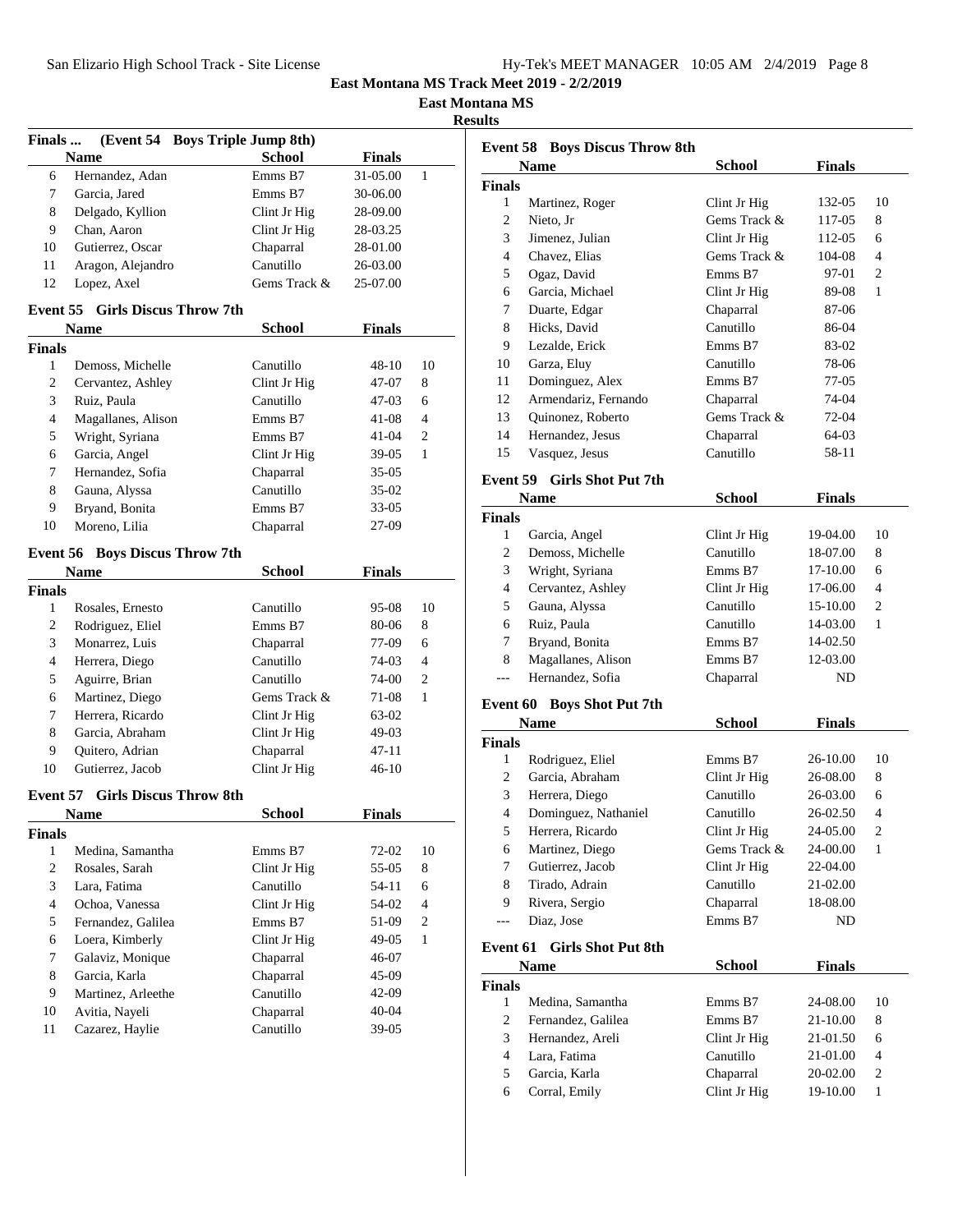# East Montana MS Track Meet 2019 - 2/2/2019

## East Montana MS

### Results

**Finals ... (Event 54 Boys Triple Jump 8th)**

| | Name | School | Finals | |
|---|---|---|---|---|
| 6 | Hernandez, Adan | Emms B7 | 31-05.00 | 1 |
| 7 | Garcia, Jared | Emms B7 | 30-06.00 | |
| 8 | Delgado, Kyllion | Clint Jr Hig | 28-09.00 | |
| 9 | Chan, Aaron | Clint Jr Hig | 28-03.25 | |
| 10 | Gutierrez, Oscar | Chaparral | 28-01.00 | |
| 11 | Aragon, Alejandro | Canutillo | 26-03.00 | |
| 12 | Lopez, Axel | Gems Track & | 25-07.00 | |

**Event 55 Girls Discus Throw 7th**

| | Name | School | Finals | |
|---|---|---|---|---|
| **Finals** | | | | |
| 1 | Demoss, Michelle | Canutillo | 48-10 | 10 |
| 2 | Cervantez, Ashley | Clint Jr Hig | 47-07 | 8 |
| 3 | Ruiz, Paula | Canutillo | 47-03 | 6 |
| 4 | Magallanes, Alison | Emms B7 | 41-08 | 4 |
| 5 | Wright, Syriana | Emms B7 | 41-04 | 2 |
| 6 | Garcia, Angel | Clint Jr Hig | 39-05 | 1 |
| 7 | Hernandez, Sofia | Chaparral | 35-05 | |
| 8 | Gauna, Alyssa | Canutillo | 35-02 | |
| 9 | Bryand, Bonita | Emms B7 | 33-05 | |
| 10 | Moreno, Lilia | Chaparral | 27-09 | |

**Event 56 Boys Discus Throw 7th**

| | Name | School | Finals | |
|---|---|---|---|---|
| **Finals** | | | | |
| 1 | Rosales, Ernesto | Canutillo | 95-08 | 10 |
| 2 | Rodriguez, Eliel | Emms B7 | 80-06 | 8 |
| 3 | Monarrez, Luis | Chaparral | 77-09 | 6 |
| 4 | Herrera, Diego | Canutillo | 74-03 | 4 |
| 5 | Aguirre, Brian | Canutillo | 74-00 | 2 |
| 6 | Martinez, Diego | Gems Track & | 71-08 | 1 |
| 7 | Herrera, Ricardo | Clint Jr Hig | 63-02 | |
| 8 | Garcia, Abraham | Clint Jr Hig | 49-03 | |
| 9 | Quitero, Adrian | Chaparral | 47-11 | |
| 10 | Gutierrez, Jacob | Clint Jr Hig | 46-10 | |

**Event 57 Girls Discus Throw 8th**

| | Name | School | Finals | |
|---|---|---|---|---|
| **Finals** | | | | |
| 1 | Medina, Samantha | Emms B7 | 72-02 | 10 |
| 2 | Rosales, Sarah | Clint Jr Hig | 55-05 | 8 |
| 3 | Lara, Fatima | Canutillo | 54-11 | 6 |
| 4 | Ochoa, Vanessa | Clint Jr Hig | 54-02 | 4 |
| 5 | Fernandez, Galilea | Emms B7 | 51-09 | 2 |
| 6 | Loera, Kimberly | Clint Jr Hig | 49-05 | 1 |
| 7 | Galaviz, Monique | Chaparral | 46-07 | |
| 8 | Garcia, Karla | Chaparral | 45-09 | |
| 9 | Martinez, Arleethe | Canutillo | 42-09 | |
| 10 | Avitia, Nayeli | Chaparral | 40-04 | |
| 11 | Cazarez, Haylie | Canutillo | 39-05 | |

**Event 58 Boys Discus Throw 8th**

| | Name | School | Finals | |
|---|---|---|---|---|
| **Finals** | | | | |
| 1 | Martinez, Roger | Clint Jr Hig | 132-05 | 10 |
| 2 | Nieto, Jr | Gems Track & | 117-05 | 8 |
| 3 | Jimenez, Julian | Clint Jr Hig | 112-05 | 6 |
| 4 | Chavez, Elias | Gems Track & | 104-08 | 4 |
| 5 | Ogaz, David | Emms B7 | 97-01 | 2 |
| 6 | Garcia, Michael | Clint Jr Hig | 89-08 | 1 |
| 7 | Duarte, Edgar | Chaparral | 87-06 | |
| 8 | Hicks, David | Canutillo | 86-04 | |
| 9 | Lezalde, Erick | Emms B7 | 83-02 | |
| 10 | Garza, Eluy | Canutillo | 78-06 | |
| 11 | Dominguez, Alex | Emms B7 | 77-05 | |
| 12 | Armendariz, Fernando | Chaparral | 74-04 | |
| 13 | Quinonez, Roberto | Gems Track & | 72-04 | |
| 14 | Hernandez, Jesus | Chaparral | 64-03 | |
| 15 | Vasquez, Jesus | Canutillo | 58-11 | |

**Event 59 Girls Shot Put 7th**

| | Name | School | Finals | |
|---|---|---|---|---|
| **Finals** | | | | |
| 1 | Garcia, Angel | Clint Jr Hig | 19-04.00 | 10 |
| 2 | Demoss, Michelle | Canutillo | 18-07.00 | 8 |
| 3 | Wright, Syriana | Emms B7 | 17-10.00 | 6 |
| 4 | Cervantez, Ashley | Clint Jr Hig | 17-06.00 | 4 |
| 5 | Gauna, Alyssa | Canutillo | 15-10.00 | 2 |
| 6 | Ruiz, Paula | Canutillo | 14-03.00 | 1 |
| 7 | Bryand, Bonita | Emms B7 | 14-02.50 | |
| 8 | Magallanes, Alison | Emms B7 | 12-03.00 | |
| --- | Hernandez, Sofia | Chaparral | ND | |

**Event 60 Boys Shot Put 7th**

| | Name | School | Finals | |
|---|---|---|---|---|
| **Finals** | | | | |
| 1 | Rodriguez, Eliel | Emms B7 | 26-10.00 | 10 |
| 2 | Garcia, Abraham | Clint Jr Hig | 26-08.00 | 8 |
| 3 | Herrera, Diego | Canutillo | 26-03.00 | 6 |
| 4 | Dominguez, Nathaniel | Canutillo | 26-02.50 | 4 |
| 5 | Herrera, Ricardo | Clint Jr Hig | 24-05.00 | 2 |
| 6 | Martinez, Diego | Gems Track & | 24-00.00 | 1 |
| 7 | Gutierrez, Jacob | Clint Jr Hig | 22-04.00 | |
| 8 | Tirado, Adrain | Canutillo | 21-02.00 | |
| 9 | Rivera, Sergio | Chaparral | 18-08.00 | |
| --- | Diaz, Jose | Emms B7 | ND | |

**Event 61 Girls Shot Put 8th**

| | Name | School | Finals | |
|---|---|---|---|---|
| **Finals** | | | | |
| 1 | Medina, Samantha | Emms B7 | 24-08.00 | 10 |
| 2 | Fernandez, Galilea | Emms B7 | 21-10.00 | 8 |
| 3 | Hernandez, Areli | Clint Jr Hig | 21-01.50 | 6 |
| 4 | Lara, Fatima | Canutillo | 21-01.00 | 4 |
| 5 | Garcia, Karla | Chaparral | 20-02.00 | 2 |
| 6 | Corral, Emily | Clint Jr Hig | 19-10.00 | 1 |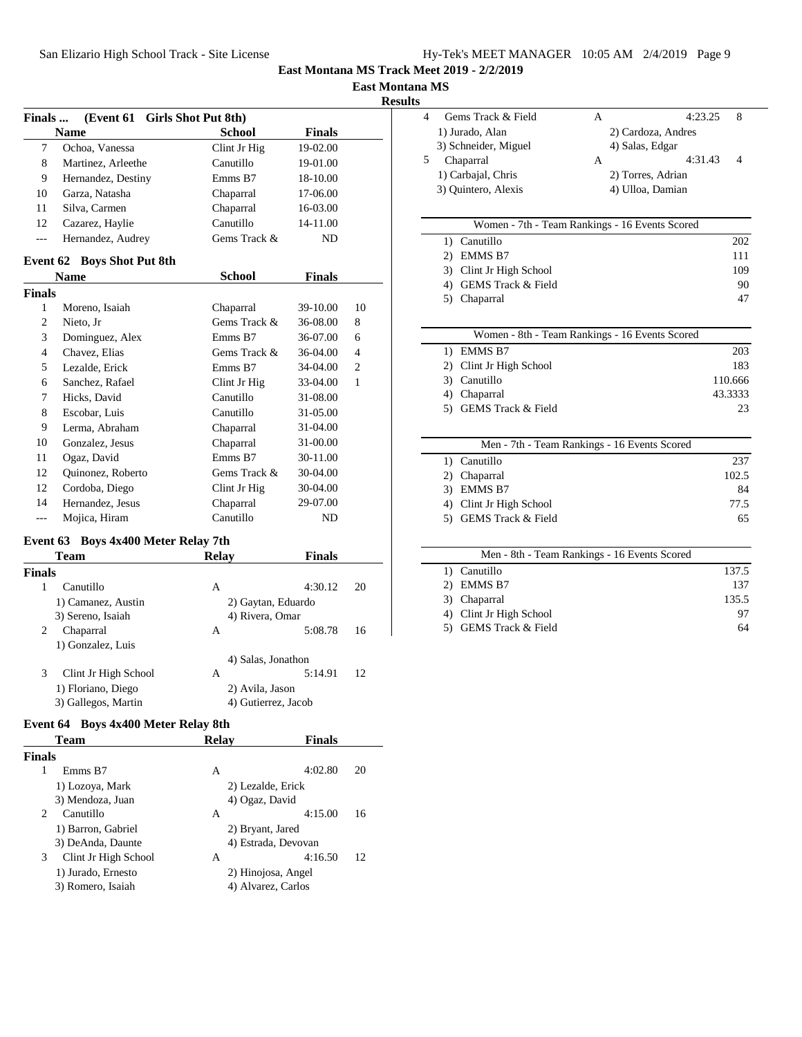East Montana MS Track Meet 2019 - 2/2/2019

East Montana MS

Results

**Finals ... (Event 61 Girls Shot Put 8th)**

| | Name | School | Finals | |
|---|---|---|---|---|
| 7 | Ochoa, Vanessa | Clint Jr Hig | 19-02.00 | |
| 8 | Martinez, Arleethe | Canutillo | 19-01.00 | |
| 9 | Hernandez, Destiny | Emms B7 | 18-10.00 | |
| 10 | Garza, Natasha | Chaparral | 17-06.00 | |
| 11 | Silva, Carmen | Chaparral | 16-03.00 | |
| 12 | Cazarez, Haylie | Canutillo | 14-11.00 | |
| --- | Hernandez, Audrey | Gems Track & | ND | |

### Event 62 Boys Shot Put 8th

| | Name | School | Finals | |
|---|---|---|---|---|
| **Finals** | | | | |
| 1 | Moreno, Isaiah | Chaparral | 39-10.00 | 10 |
| 2 | Nieto, Jr | Gems Track & | 36-08.00 | 8 |
| 3 | Dominguez, Alex | Emms B7 | 36-07.00 | 6 |
| 4 | Chavez, Elias | Gems Track & | 36-04.00 | 4 |
| 5 | Lezalde, Erick | Emms B7 | 34-04.00 | 2 |
| 6 | Sanchez, Rafael | Clint Jr Hig | 33-04.00 | 1 |
| 7 | Hicks, David | Canutillo | 31-08.00 | |
| 8 | Escobar, Luis | Canutillo | 31-05.00 | |
| 9 | Lerma, Abraham | Chaparral | 31-04.00 | |
| 10 | Gonzalez, Jesus | Chaparral | 31-00.00 | |
| 11 | Ogaz, David | Emms B7 | 30-11.00 | |
| 12 | Quinonez, Roberto | Gems Track & | 30-04.00 | |
| 12 | Cordoba, Diego | Clint Jr Hig | 30-04.00 | |
| 14 | Hernandez, Jesus | Chaparral | 29-07.00 | |
| --- | Mojica, Hiram | Canutillo | ND | |

### Event 63 Boys 4x400 Meter Relay 7th

| | Team | Relay | Finals | |
|---|---|---|---|---|
| **Finals** | | | | |
| 1 | Canutillo | A | 4:30.12 | 20 |
| | 1) Camanez, Austin | 2) Gaytan, Eduardo | | |
| | 3) Sereno, Isaiah | 4) Rivera, Omar | | |
| 2 | Chaparral | A | 5:08.78 | 16 |
| | 1) Gonzalez, Luis | | | |
| | | 4) Salas, Jonathon | | |
| 3 | Clint Jr High School | A | 5:14.91 | 12 |
| | 1) Floriano, Diego | 2) Avila, Jason | | |
| | 3) Gallegos, Martin | 4) Gutierrez, Jacob | | |

### Event 64 Boys 4x400 Meter Relay 8th

| | Team | Relay | Finals | |
|---|---|---|---|---|
| **Finals** | | | | |
| 1 | Emms B7 | A | 4:02.80 | 20 |
| | 1) Lozoya, Mark | 2) Lezalde, Erick | | |
| | 3) Mendoza, Juan | 4) Ogaz, David | | |
| 2 | Canutillo | A | 4:15.00 | 16 |
| | 1) Barron, Gabriel | 2) Bryant, Jared | | |
| | 3) DeAnda, Daunte | 4) Estrada, Devovan | | |
| 3 | Clint Jr High School | A | 4:16.50 | 12 |
| | 1) Jurado, Ernesto | 2) Hinojosa, Angel | | |
| | 3) Romero, Isaiah | 4) Alvarez, Carlos | | |
| 4 | Gems Track & Field | A | 4:23.25 | 8 |
| | 1) Jurado, Alan | 2) Cardoza, Andres | | |
| | 3) Schneider, Miguel | 4) Salas, Edgar | | |
| 5 | Chaparral | A | 4:31.43 | 4 |
| | 1) Carbajal, Chris | 2) Torres, Adrian | | |
| | 3) Quintero, Alexis | 4) Ulloa, Damian | | |

| Women - 7th - Team Rankings - 16 Events Scored | |
|---|---|
| 1) Canutillo | 202 |
| 2) EMMS B7 | 111 |
| 3) Clint Jr High School | 109 |
| 4) GEMS Track & Field | 90 |
| 5) Chaparral | 47 |

| Women - 8th - Team Rankings - 16 Events Scored | |
|---|---|
| 1) EMMS B7 | 203 |
| 2) Clint Jr High School | 183 |
| 3) Canutillo | 110.666 |
| 4) Chaparral | 43.3333 |
| 5) GEMS Track & Field | 23 |

| Men - 7th - Team Rankings - 16 Events Scored | |
|---|---|
| 1) Canutillo | 237 |
| 2) Chaparral | 102.5 |
| 3) EMMS B7 | 84 |
| 4) Clint Jr High School | 77.5 |
| 5) GEMS Track & Field | 65 |

| Men - 8th - Team Rankings - 16 Events Scored | |
|---|---|
| 1) Canutillo | 137.5 |
| 2) EMMS B7 | 137 |
| 3) Chaparral | 135.5 |
| 4) Clint Jr High School | 97 |
| 5) GEMS Track & Field | 64 |